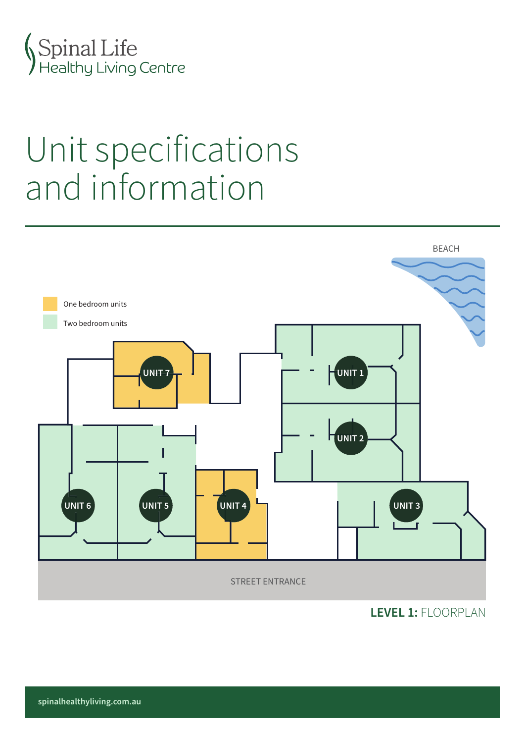Spinal Life
Healthy Living Centre

# Unit specifications and information

BEACH

One bedroom units

Two bedroom units

UNIT 7

UNIT 1

UNIT 2

UNIT 6

UNIT 5

UNIT 4

UNIT 3

STREET ENTRANCE

**LEVEL 1:** FLOORPLAN

spinalhealthyliving.com.au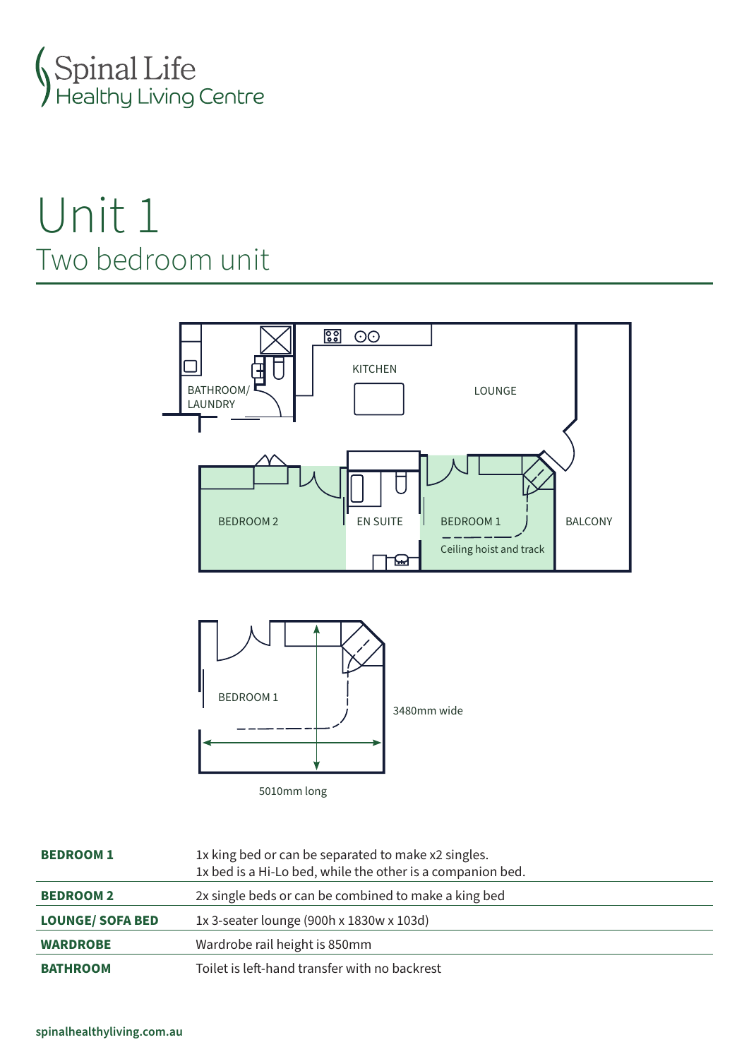Spinal Life
Healthy Living Centre

# Unit 1

## Two bedroom unit

BATHROOM/ LAUNDRY

KITCHEN

LOUNGE

BEDROOM 2

EN SUITE

BEDROOM 1

Ceiling hoist and track

BALCONY

BEDROOM 1

3480mm wide

5010mm long

| | |
|---|---|
| **BEDROOM 1** | 1x king bed or can be separated to make x2 singles.<br>1x bed is a Hi-Lo bed, while the other is a companion bed. |
| **BEDROOM 2** | 2x single beds or can be combined to make a king bed |
| **LOUNGE/ SOFA BED** | 1x 3-seater lounge (900h x 1830w x 103d) |
| **WARDROBE** | Wardrobe rail height is 850mm |
| **BATHROOM** | Toilet is left-hand transfer with no backrest |

spinalhealthyliving.com.au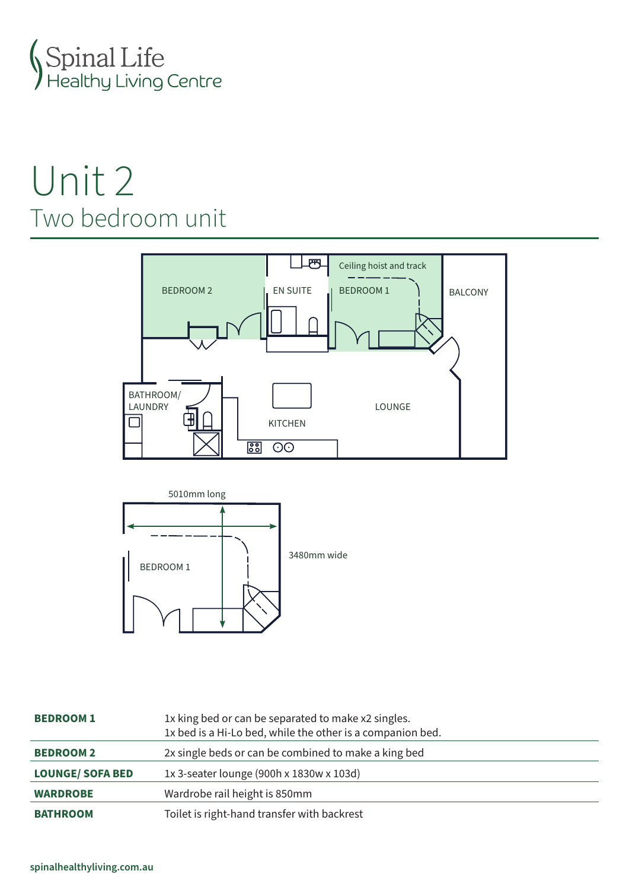Spinal Life
Healthy Living Centre

# Unit 2

## Two bedroom unit

BEDROOM 2

EN SUITE

Ceiling hoist and track

BEDROOM 1

BALCONY

BATHROOM/ LAUNDRY

KITCHEN

LOUNGE

5010mm long

3480mm wide

BEDROOM 1

| | |
|---|---|
| **BEDROOM 1** | 1x king bed or can be separated to make x2 singles.<br>1x bed is a Hi-Lo bed, while the other is a companion bed. |
| **BEDROOM 2** | 2x single beds or can be combined to make a king bed |
| **LOUNGE/ SOFA BED** | 1x 3-seater lounge (900h x 1830w x 103d) |
| **WARDROBE** | Wardrobe rail height is 850mm |
| **BATHROOM** | Toilet is right-hand transfer with backrest |

spinalhealthyliving.com.au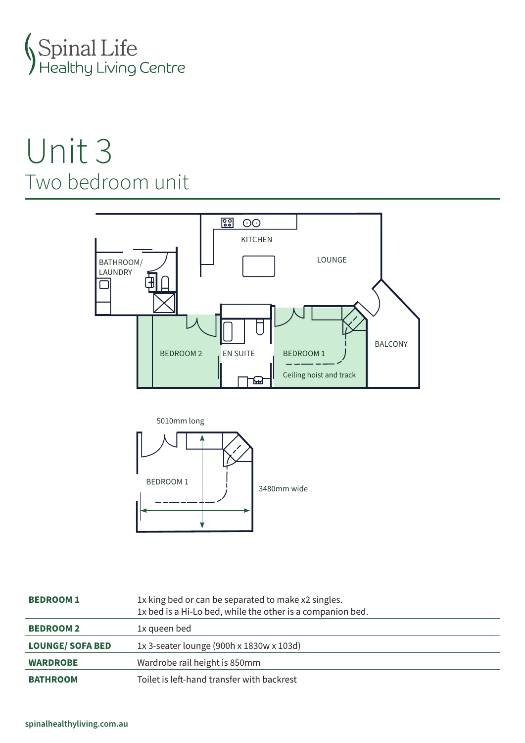Spinal Life
Healthy Living Centre

# Unit 3

## Two bedroom unit

KITCHEN

LOUNGE

BATHROOM/
LAUNDRY

BEDROOM 2

EN SUITE

BEDROOM 1

Ceiling hoist and track

BALCONY

5010mm long

BEDROOM 1

3480mm wide

| | |
|---|---|
| **BEDROOM 1** | 1x king bed or can be separated to make x2 singles.<br>1x bed is a Hi-Lo bed, while the other is a companion bed. |
| **BEDROOM 2** | 1x queen bed |
| **LOUNGE/ SOFA BED** | 1x 3-seater lounge (900h x 1830w x 103d) |
| **WARDROBE** | Wardrobe rail height is 850mm |
| **BATHROOM** | Toilet is left-hand transfer with backrest |

spinalhealthyliving.com.au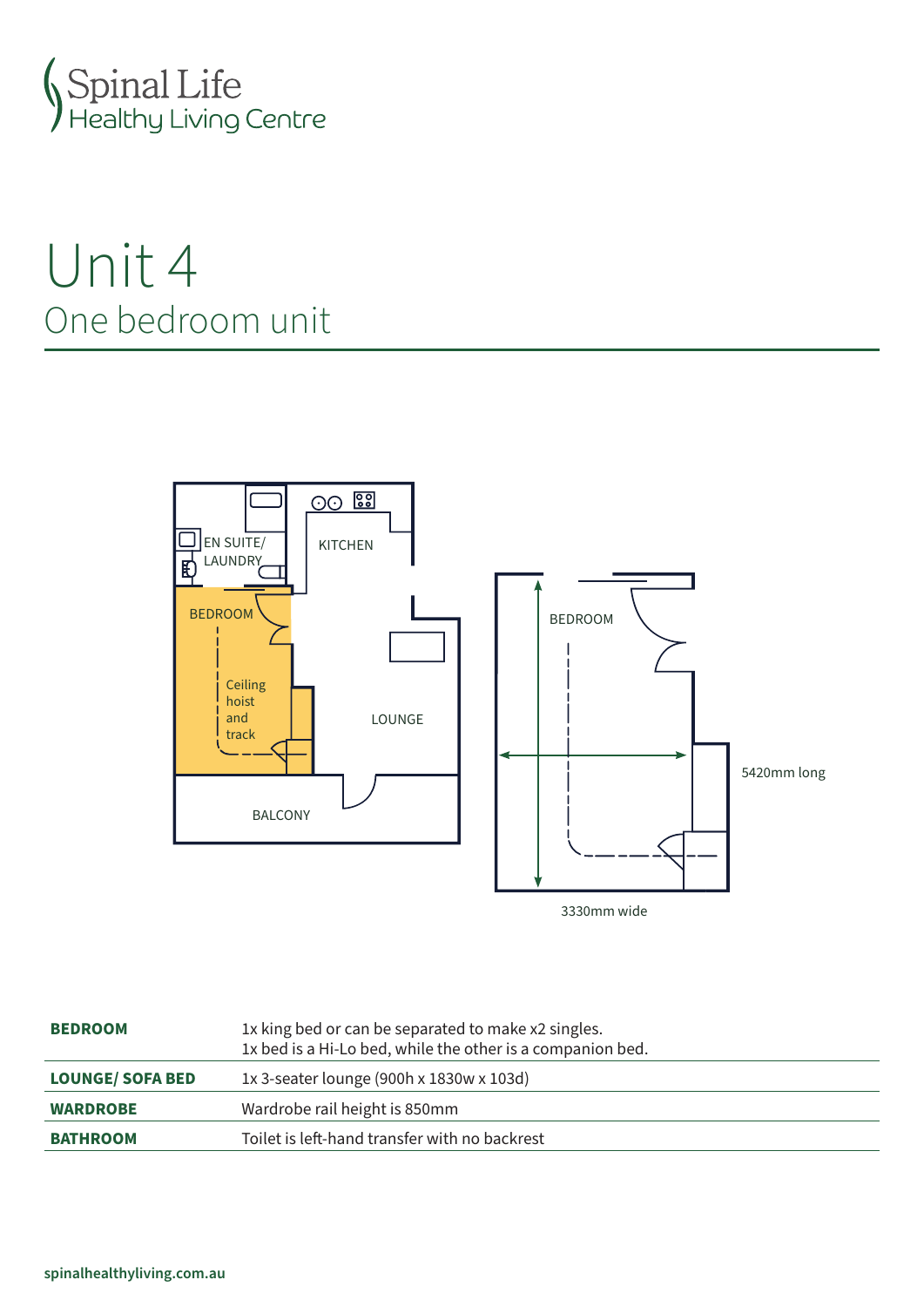Spinal Life
Healthy Living Centre

# Unit 4

## One bedroom unit

EN SUITE/ LAUNDRY

KITCHEN

BEDROOM

Ceiling hoist and track

LOUNGE

BALCONY

BEDROOM

5420mm long

3330mm wide

| | |
|---|---|
| **BEDROOM** | 1x king bed or can be separated to make x2 singles.<br>1x bed is a Hi-Lo bed, while the other is a companion bed. |
| **LOUNGE/ SOFA BED** | 1x 3-seater lounge (900h x 1830w x 103d) |
| **WARDROBE** | Wardrobe rail height is 850mm |
| **BATHROOM** | Toilet is left-hand transfer with no backrest |

spinalhealthyliving.com.au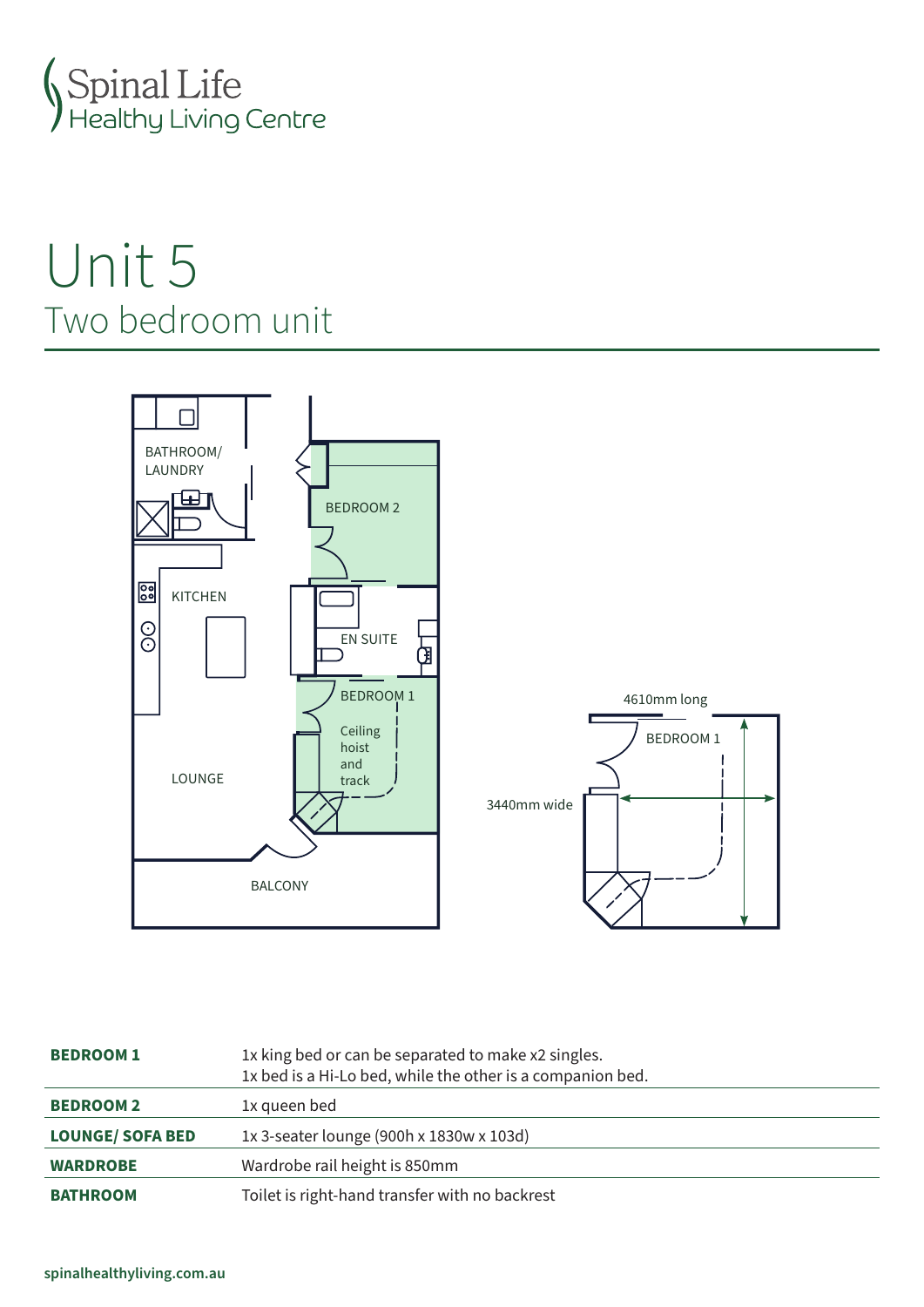Spinal Life
Healthy Living Centre

# Unit 5

## Two bedroom unit

BATHROOM/ LAUNDRY

KITCHEN

LOUNGE

BALCONY

BEDROOM 2

EN SUITE

BEDROOM 1

Ceiling hoist and track

4610mm long

BEDROOM 1

3440mm wide

| | |
|---|---|
| **BEDROOM 1** | 1x king bed or can be separated to make x2 singles.<br>1x bed is a Hi-Lo bed, while the other is a companion bed. |
| **BEDROOM 2** | 1x queen bed |
| **LOUNGE/ SOFA BED** | 1x 3-seater lounge (900h x 1830w x 103d) |
| **WARDROBE** | Wardrobe rail height is 850mm |
| **BATHROOM** | Toilet is right-hand transfer with no backrest |

spinalhealthyliving.com.au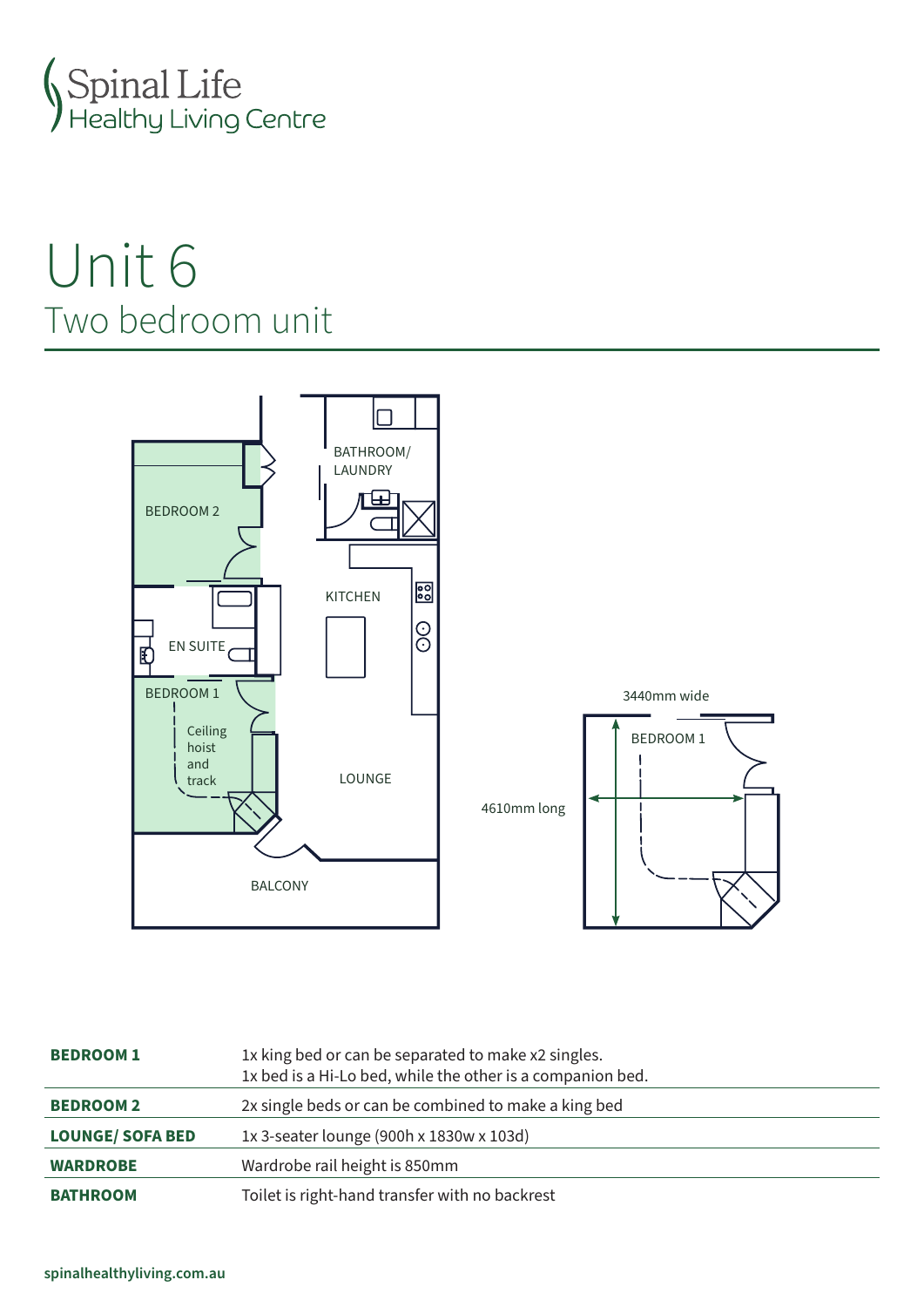# Unit 6

## Two bedroom unit

BATHROOM/ LAUNDRY

BEDROOM 2

KITCHEN

EN SUITE

BEDROOM 1

Ceiling hoist and track

LOUNGE

BALCONY

3440mm wide

BEDROOM 1

4610mm long

| | |
|---|---|
| **BEDROOM 1** | 1x king bed or can be separated to make x2 singles.<br>1x bed is a Hi-Lo bed, while the other is a companion bed. |
| **BEDROOM 2** | 2x single beds or can be combined to make a king bed |
| **LOUNGE/ SOFA BED** | 1x 3-seater lounge (900h x 1830w x 103d) |
| **WARDROBE** | Wardrobe rail height is 850mm |
| **BATHROOM** | Toilet is right-hand transfer with no backrest |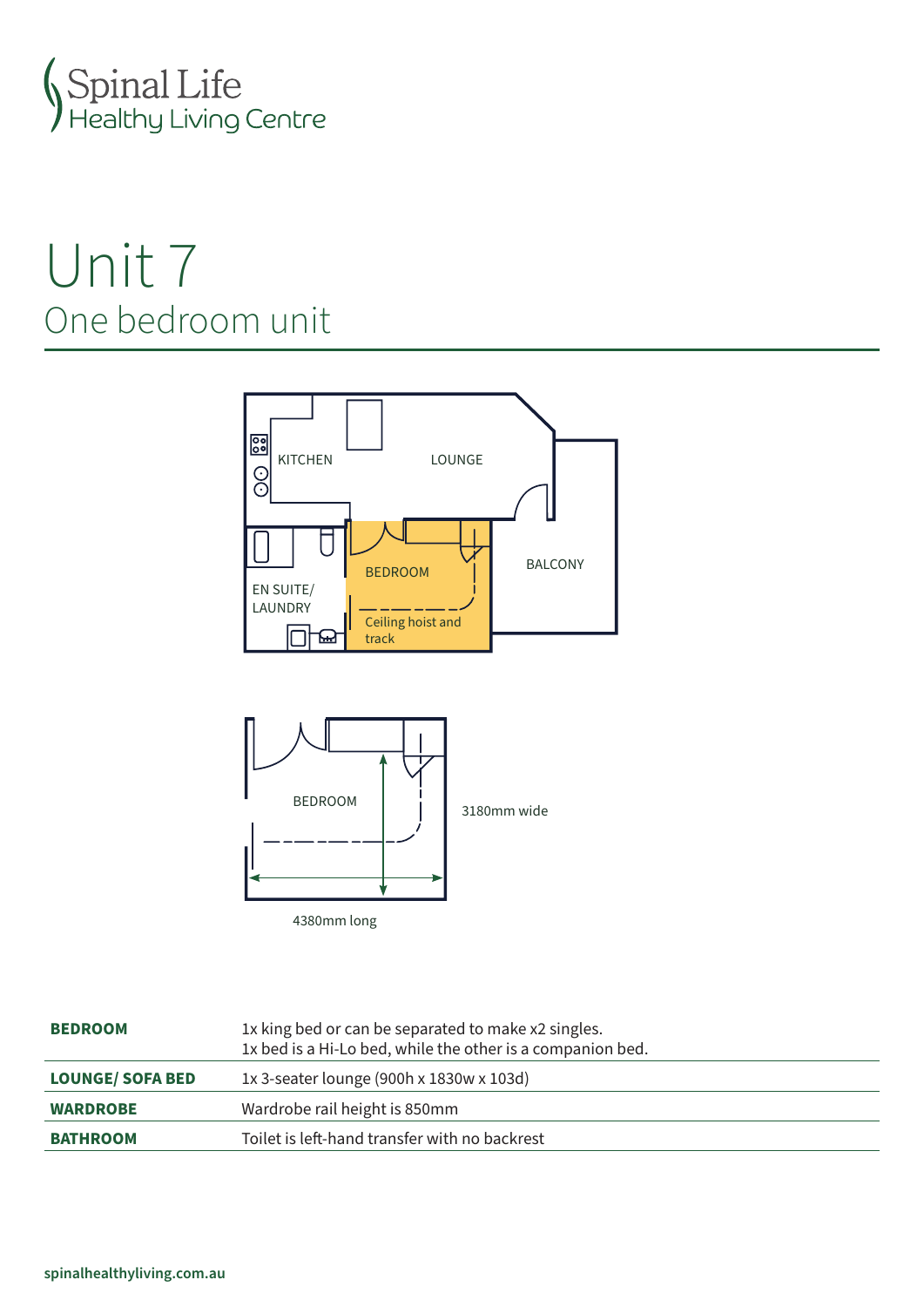# Unit 7

## One bedroom unit

KITCHEN

LOUNGE

BEDROOM

BALCONY

EN SUITE/ LAUNDRY

Ceiling hoist and track

BEDROOM

3180mm wide

4380mm long

| | |
|---|---|
| **BEDROOM** | 1x king bed or can be separated to make x2 singles.<br>1x bed is a Hi-Lo bed, while the other is a companion bed. |
| **LOUNGE/ SOFA BED** | 1x 3-seater lounge (900h x 1830w x 103d) |
| **WARDROBE** | Wardrobe rail height is 850mm |
| **BATHROOM** | Toilet is left-hand transfer with no backrest |

spinalhealthyliving.com.au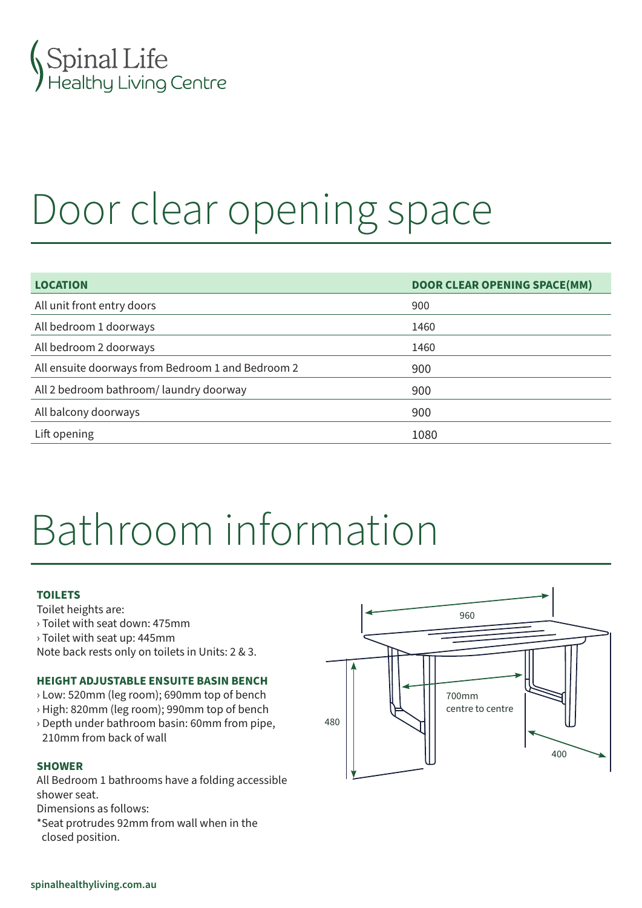Spinal Life
Healthy Living Centre

# Door clear opening space

| LOCATION | DOOR CLEAR OPENING SPACE(MM) |
| --- | --- |
| All unit front entry doors | 900 |
| All bedroom 1 doorways | 1460 |
| All bedroom 2 doorways | 1460 |
| All ensuite doorways from Bedroom 1 and Bedroom 2 | 900 |
| All 2 bedroom bathroom/ laundry doorway | 900 |
| All balcony doorways | 900 |
| Lift opening | 1080 |

# Bathroom information

### TOILETS

Toilet heights are:

› Toilet with seat down: 475mm
› Toilet with seat up: 445mm

Note back rests only on toilets in Units: 2 & 3.

### HEIGHT ADJUSTABLE ENSUITE BASIN BENCH

› Low: 520mm (leg room); 690mm top of bench
› High: 820mm (leg room); 990mm top of bench
› Depth under bathroom basin: 60mm from pipe, 210mm from back of wall

### SHOWER

All Bedroom 1 bathrooms have a folding accessible shower seat.

Dimensions as follows:

*Seat protrudes 92mm from wall when in the closed position.

960
700mm
centre to centre
480
400